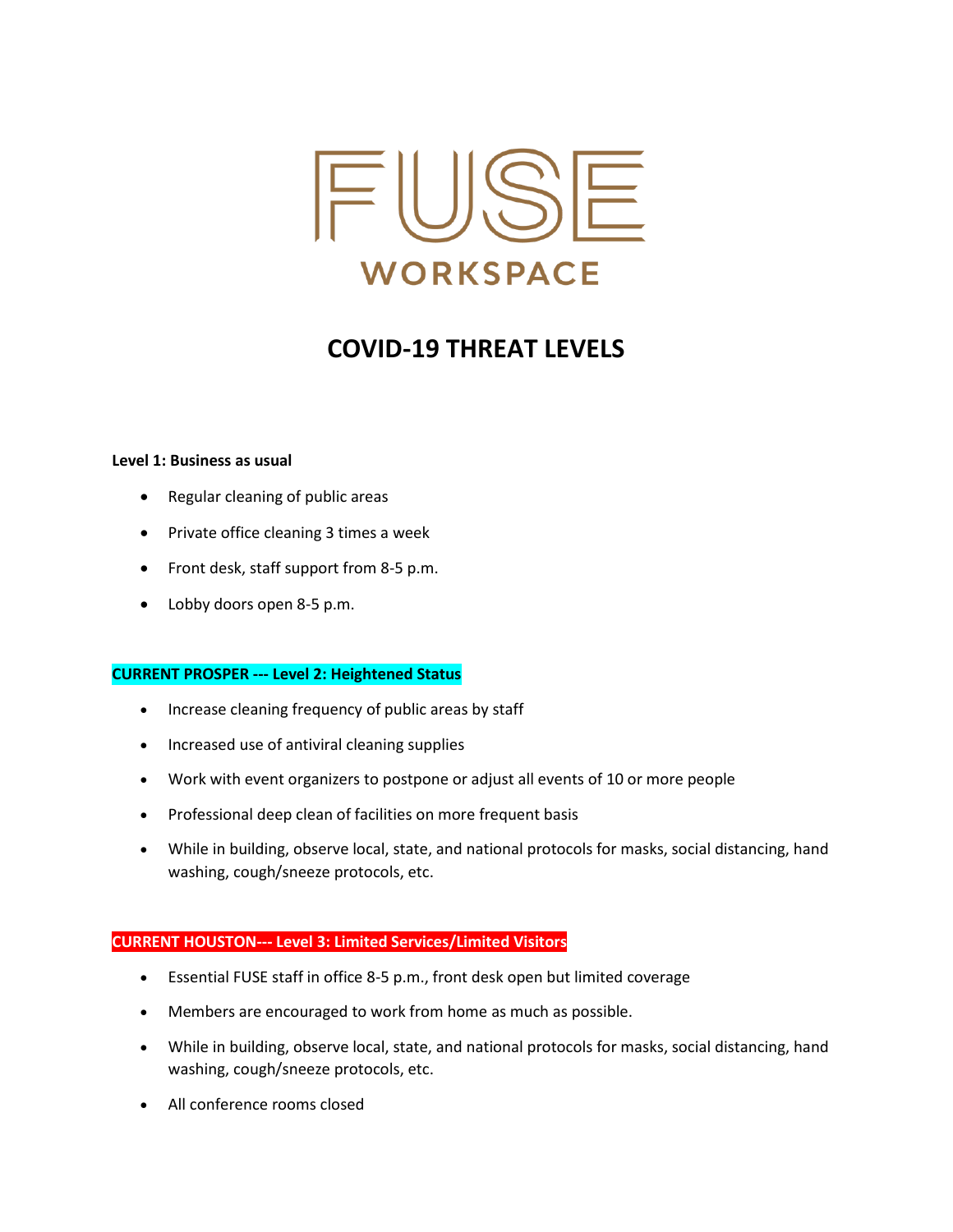# FUSE WORKSPACE

## COVID-19 THREAT LEVELS

**Level 1: Business as usual**

- Regular cleaning of public areas
- Private office cleaning 3 times a week
- Front desk, staff support from 8-5 p.m.
- Lobby doors open 8-5 p.m.

**CURRENT PROSPER --- Level 2: Heightened Status**

- Increase cleaning frequency of public areas by staff
- Increased use of antiviral cleaning supplies
- Work with event organizers to postpone or adjust all events of 10 or more people
- Professional deep clean of facilities on more frequent basis
- While in building, observe local, state, and national protocols for masks, social distancing, hand washing, cough/sneeze protocols, etc.

**CURRENT HOUSTON--- Level 3: Limited Services/Limited Visitors**

- Essential FUSE staff in office 8-5 p.m., front desk open but limited coverage
- Members are encouraged to work from home as much as possible.
- While in building, observe local, state, and national protocols for masks, social distancing, hand washing, cough/sneeze protocols, etc.
- All conference rooms closed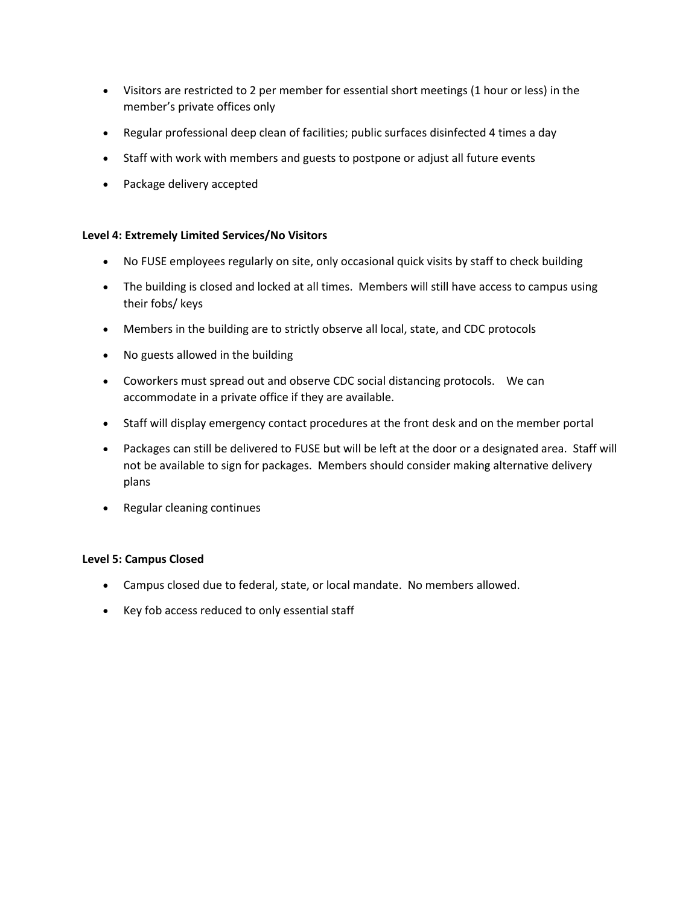- Visitors are restricted to 2 per member for essential short meetings (1 hour or less) in the member's private offices only
- Regular professional deep clean of facilities; public surfaces disinfected 4 times a day
- Staff with work with members and guests to postpone or adjust all future events
- Package delivery accepted

**Level 4: Extremely Limited Services/No Visitors**

- No FUSE employees regularly on site, only occasional quick visits by staff to check building
- The building is closed and locked at all times. Members will still have access to campus using their fobs/ keys
- Members in the building are to strictly observe all local, state, and CDC protocols
- No guests allowed in the building
- Coworkers must spread out and observe CDC social distancing protocols. We can accommodate in a private office if they are available.
- Staff will display emergency contact procedures at the front desk and on the member portal
- Packages can still be delivered to FUSE but will be left at the door or a designated area. Staff will not be available to sign for packages. Members should consider making alternative delivery plans
- Regular cleaning continues

**Level 5: Campus Closed**

- Campus closed due to federal, state, or local mandate. No members allowed.
- Key fob access reduced to only essential staff